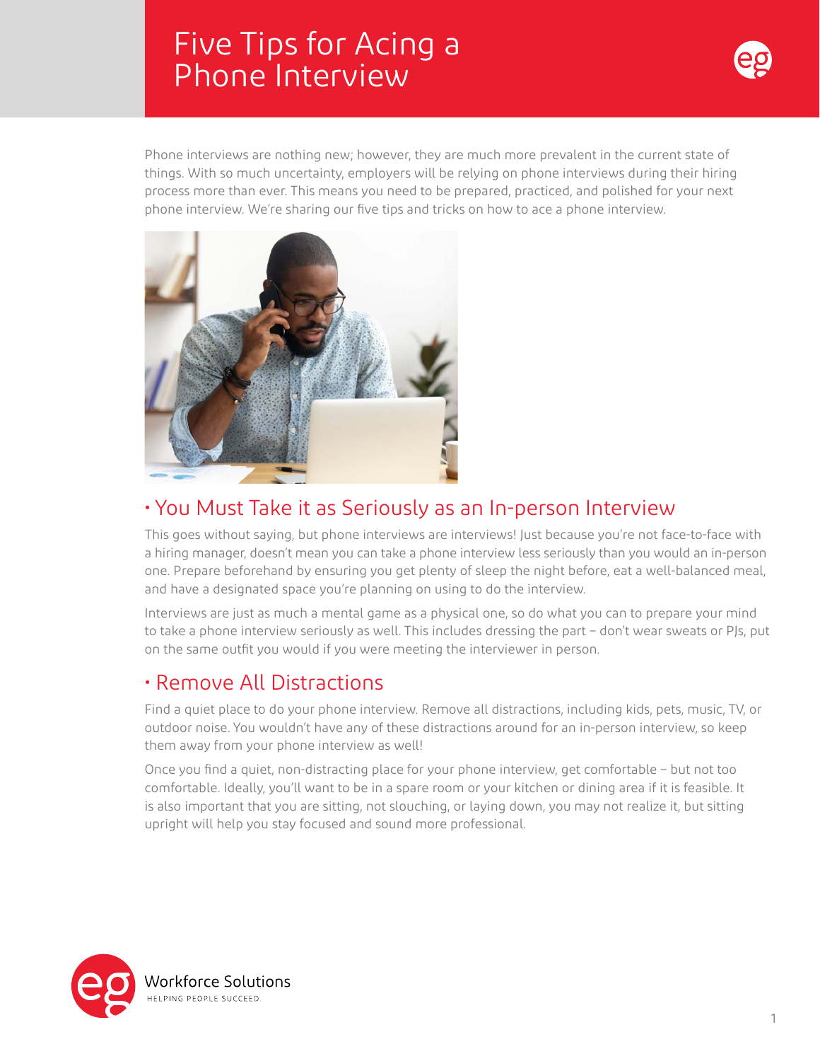# Five Tips for Acing a Phone Interview

Phone interviews are nothing new; however, they are much more prevalent in the current state of things. With so much uncertainty, employers will be relying on phone interviews during their hiring process more than ever. This means you need to be prepared, practiced, and polished for your next phone interview. We're sharing our five tips and tricks on how to ace a phone interview.

## • You Must Take it as Seriously as an In-person Interview

This goes without saying, but phone interviews are interviews! Just because you're not face-to-face with a hiring manager, doesn't mean you can take a phone interview less seriously than you would an in-person one. Prepare beforehand by ensuring you get plenty of sleep the night before, eat a well-balanced meal, and have a designated space you're planning on using to do the interview.

Interviews are just as much a mental game as a physical one, so do what you can to prepare your mind to take a phone interview seriously as well. This includes dressing the part – don't wear sweats or PJs, put on the same outfit you would if you were meeting the interviewer in person.

## • Remove All Distractions

Find a quiet place to do your phone interview. Remove all distractions, including kids, pets, music, TV, or outdoor noise. You wouldn't have any of these distractions around for an in-person interview, so keep them away from your phone interview as well!

Once you find a quiet, non-distracting place for your phone interview, get comfortable – but not too comfortable. Ideally, you'll want to be in a spare room or your kitchen or dining area if it is feasible. It is also important that you are sitting, not slouching, or laying down, you may not realize it, but sitting upright will help you stay focused and sound more professional.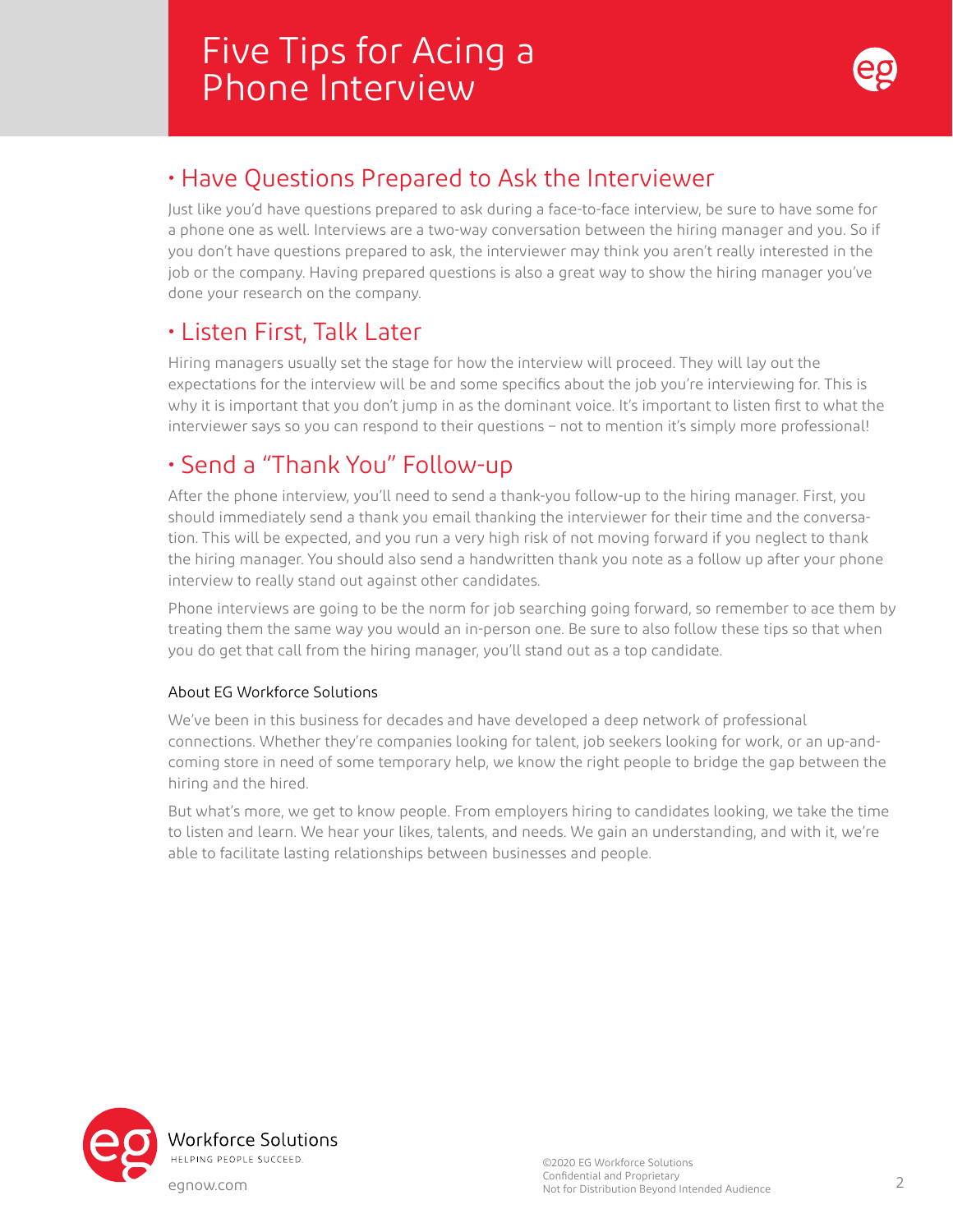# Five Tips for Acing a Phone Interview

## • Have Questions Prepared to Ask the Interviewer

Just like you'd have questions prepared to ask during a face-to-face interview, be sure to have some for a phone one as well. Interviews are a two-way conversation between the hiring manager and you. So if you don't have questions prepared to ask, the interviewer may think you aren't really interested in the job or the company. Having prepared questions is also a great way to show the hiring manager you've done your research on the company.

## • Listen First, Talk Later

Hiring managers usually set the stage for how the interview will proceed. They will lay out the expectations for the interview will be and some specifics about the job you're interviewing for. This is why it is important that you don't jump in as the dominant voice. It's important to listen first to what the interviewer says so you can respond to their questions – not to mention it's simply more professional!

## • Send a "Thank You" Follow-up

After the phone interview, you'll need to send a thank-you follow-up to the hiring manager. First, you should immediately send a thank you email thanking the interviewer for their time and the conversation. This will be expected, and you run a very high risk of not moving forward if you neglect to thank the hiring manager. You should also send a handwritten thank you note as a follow up after your phone interview to really stand out against other candidates.

Phone interviews are going to be the norm for job searching going forward, so remember to ace them by treating them the same way you would an in-person one. Be sure to also follow these tips so that when you do get that call from the hiring manager, you'll stand out as a top candidate.

### About EG Workforce Solutions

We've been in this business for decades and have developed a deep network of professional connections. Whether they're companies looking for talent, job seekers looking for work, or an up-and-coming store in need of some temporary help, we know the right people to bridge the gap between the hiring and the hired.

But what's more, we get to know people. From employers hiring to candidates looking, we take the time to listen and learn. We hear your likes, talents, and needs. We gain an understanding, and with it, we're able to facilitate lasting relationships between businesses and people.

Workforce Solutions
HELPING PEOPLE SUCCEED.
egnow.com

©2020 EG Workforce Solutions
Confidential and Proprietary
Not for Distribution Beyond Intended Audience